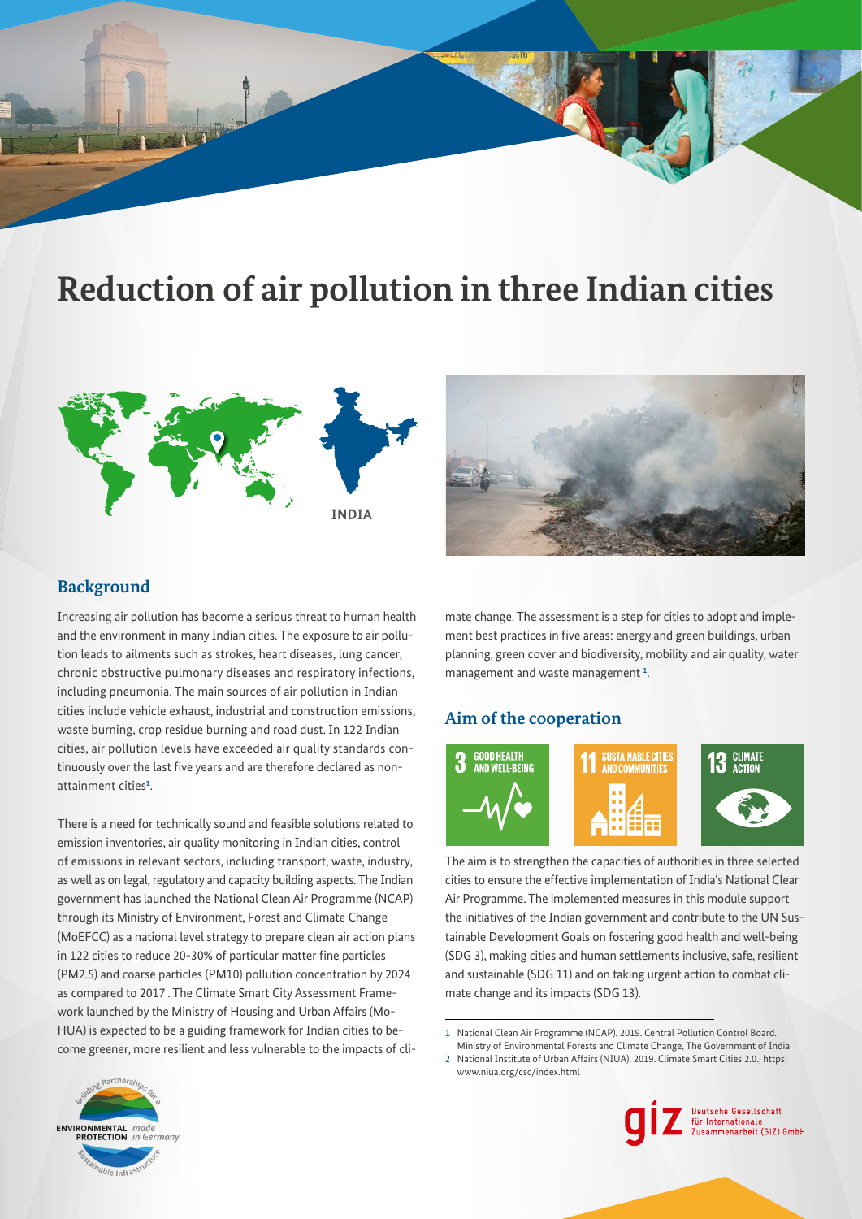# Reduction of air pollution in three Indian cities

INDIA

## Background

Increasing air pollution has become a serious threat to human health and the environment in many Indian cities. The exposure to air pollution leads to ailments such as strokes, heart diseases, lung cancer, chronic obstructive pulmonary diseases and respiratory infections, including pneumonia. The main sources of air pollution in Indian cities include vehicle exhaust, industrial and construction emissions, waste burning, crop residue burning and road dust. In 122 Indian cities, air pollution levels have exceeded air quality standards continuously over the last five years and are therefore declared as non-attainment cities[1].

There is a need for technically sound and feasible solutions related to emission inventories, air quality monitoring in Indian cities, control of emissions in relevant sectors, including transport, waste, industry, as well as on legal, regulatory and capacity building aspects. The Indian government has launched the National Clean Air Programme (NCAP) through its Ministry of Environment, Forest and Climate Change (MoEFCC) as a national level strategy to prepare clean air action plans in 122 cities to reduce 20-30% of particular matter fine particles (PM2.5) and coarse particles (PM10) pollution concentration by 2024 as compared to 2017 . The Climate Smart City Assessment Framework launched by the Ministry of Housing and Urban Affairs (MoHUA) is expected to be a guiding framework for Indian cities to become greener, more resilient and less vulnerable to the impacts of climate change. The assessment is a step for cities to adopt and implement best practices in five areas: energy and green buildings, urban planning, green cover and biodiversity, mobility and air quality, water management and waste management [1].

## Aim of the cooperation

3 GOOD HEALTH AND WELL-BEING | 11 SUSTAINABLE CITIES AND COMMUNITIES | 13 CLIMATE ACTION

The aim is to strengthen the capacities of authorities in three selected cities to ensure the effective implementation of India's National Clear Air Programme. The implemented measures in this module support the initiatives of the Indian government and contribute to the UN Sustainable Development Goals on fostering good health and well-being (SDG 3), making cities and human settlements inclusive, safe, resilient and sustainable (SDG 11) and on taking urgent action to combat climate change and its impacts (SDG 13).

1 National Clean Air Programme (NCAP). 2019. Central Pollution Control Board. Ministry of Environmental Forests and Climate Change, The Government of India
2 National Institute of Urban Affairs (NIUA). 2019. Climate Smart Cities 2.0., https: www.niua.org/csc/index.html

Building Partnerships for a Sustainable Infrastructure – ENVIRONMENTAL PROTECTION made in Germany

giz Deutsche Gesellschaft für Internationale Zusammenarbeit (GIZ) GmbH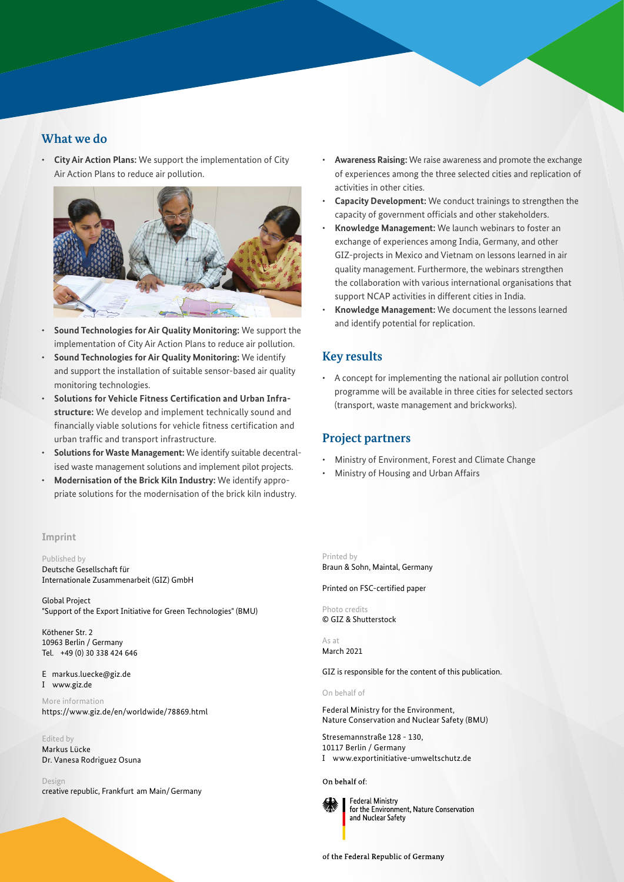## What we do

- **City Air Action Plans:** We support the implementation of City Air Action Plans to reduce air pollution.
- **Sound Technologies for Air Quality Monitoring:** We support the implementation of City Air Action Plans to reduce air pollution.
- **Sound Technologies for Air Quality Monitoring:** We identify and support the installation of suitable sensor-based air quality monitoring technologies.
- **Solutions for Vehicle Fitness Certification and Urban Infrastructure:** We develop and implement technically sound and financially viable solutions for vehicle fitness certification and urban traffic and transport infrastructure.
- **Solutions for Waste Management:** We identify suitable decentralised waste management solutions and implement pilot projects.
- **Modernisation of the Brick Kiln Industry:** We identify appropriate solutions for the modernisation of the brick kiln industry.
- **Awareness Raising:** We raise awareness and promote the exchange of experiences among the three selected cities and replication of activities in other cities.
- **Capacity Development:** We conduct trainings to strengthen the capacity of government officials and other stakeholders.
- **Knowledge Management:** We launch webinars to foster an exchange of experiences among India, Germany, and other GIZ-projects in Mexico and Vietnam on lessons learned in air quality management. Furthermore, the webinars strengthen the collaboration with various international organisations that support NCAP activities in different cities in India.
- **Knowledge Management:** We document the lessons learned and identify potential for replication.

## Key results

- A concept for implementing the national air pollution control programme will be available in three cities for selected sectors (transport, waste management and brickworks).

## Project partners

- Ministry of Environment, Forest and Climate Change
- Ministry of Housing and Urban Affairs

### Imprint

Published by
Deutsche Gesellschaft für
Internationale Zusammenarbeit (GIZ) GmbH

Global Project
"Support of the Export Initiative for Green Technologies" (BMU)

Köthener Str. 2
10963 Berlin / Germany
Tel. +49 (0) 30 338 424 646

E markus.luecke@giz.de
I www.giz.de

More information
https://www.giz.de/en/worldwide/78869.html

Edited by
Markus Lücke
Dr. Vanesa Rodriguez Osuna

Design
creative republic, Frankfurt am Main/ Germany

Printed by
Braun & Sohn, Maintal, Germany

Printed on FSC-certified paper

Photo credits
© GIZ & Shutterstock

As at
March 2021

GIZ is responsible for the content of this publication.

On behalf of

Federal Ministry for the Environment,
Nature Conservation and Nuclear Safety (BMU)

Stresemannstraße 128 - 130,
10117 Berlin / Germany
I www.exportinitiative-umweltschutz.de

On behalf of:

Federal Ministry
for the Environment, Nature Conservation
and Nuclear Safety

of the Federal Republic of Germany